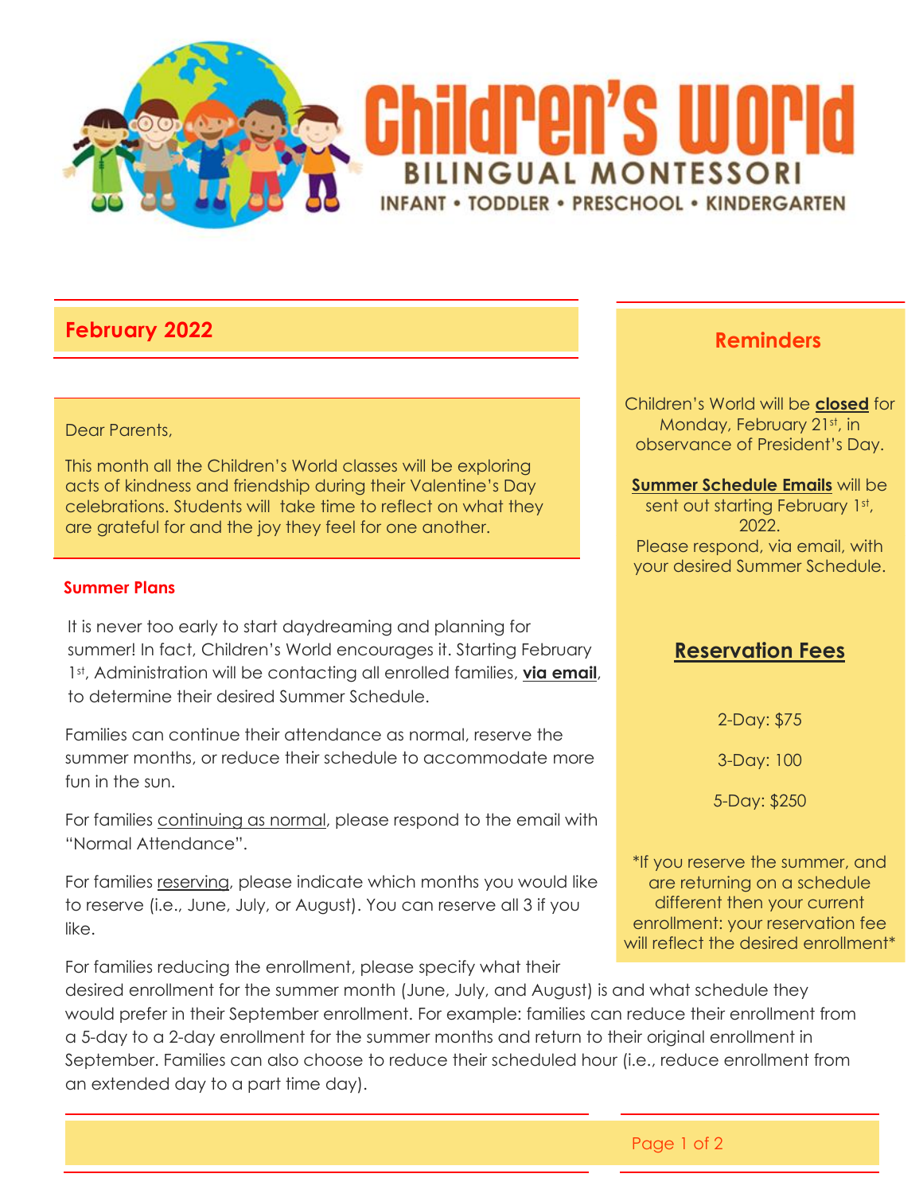# Children's World

**BILINGUAL MONTESSORI**

INFANT • TODDLER • PRESCHOOL • KINDERGARTEN

## February 2022

Dear Parents,

This month all the Children's World classes will be exploring acts of kindness and friendship during their Valentine's Day celebrations. Students will take time to reflect on what they are grateful for and the joy they feel for one another.

### Summer Plans

It is never too early to start daydreaming and planning for summer! In fact, Children's World encourages it. Starting February 1st, Administration will be contacting all enrolled families, **via email**, to determine their desired Summer Schedule.

Families can continue their attendance as normal, reserve the summer months, or reduce their schedule to accommodate more fun in the sun.

For families continuing as normal, please respond to the email with "Normal Attendance".

For families reserving, please indicate which months you would like to reserve (i.e., June, July, or August). You can reserve all 3 if you like.

For families reducing the enrollment, please specify what their desired enrollment for the summer month (June, July, and August) is and what schedule they would prefer in their September enrollment. For example: families can reduce their enrollment from a 5-day to a 2-day enrollment for the summer months and return to their original enrollment in September. Families can also choose to reduce their scheduled hour (i.e., reduce enrollment from an extended day to a part time day).

## Reminders

Children's World will be **closed** for Monday, February 21st, in observance of President's Day.

**Summer Schedule Emails** will be sent out starting February 1st, 2022.
Please respond, via email, with your desired Summer Schedule.

## Reservation Fees

2-Day: $75

3-Day: 100

5-Day: $250

*If you reserve the summer, and are returning on a schedule different then your current enrollment: your reservation fee will reflect the desired enrollment*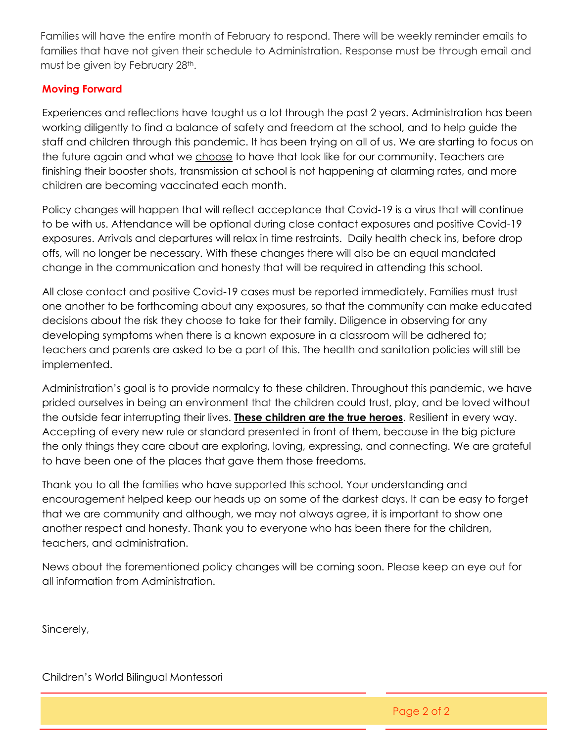Families will have the entire month of February to respond. There will be weekly reminder emails to families that have not given their schedule to Administration. Response must be through email and must be given by February 28th.

**Moving Forward**

Experiences and reflections have taught us a lot through the past 2 years. Administration has been working diligently to find a balance of safety and freedom at the school, and to help guide the staff and children through this pandemic. It has been trying on all of us. We are starting to focus on the future again and what we choose to have that look like for our community. Teachers are finishing their booster shots, transmission at school is not happening at alarming rates, and more children are becoming vaccinated each month.

Policy changes will happen that will reflect acceptance that Covid-19 is a virus that will continue to be with us. Attendance will be optional during close contact exposures and positive Covid-19 exposures. Arrivals and departures will relax in time restraints. Daily health check ins, before drop offs, will no longer be necessary. With these changes there will also be an equal mandated change in the communication and honesty that will be required in attending this school.

All close contact and positive Covid-19 cases must be reported immediately. Families must trust one another to be forthcoming about any exposures, so that the community can make educated decisions about the risk they choose to take for their family. Diligence in observing for any developing symptoms when there is a known exposure in a classroom will be adhered to; teachers and parents are asked to be a part of this. The health and sanitation policies will still be implemented.

Administration's goal is to provide normalcy to these children. Throughout this pandemic, we have prided ourselves in being an environment that the children could trust, play, and be loved without the outside fear interrupting their lives. **These children are the true heroes**. Resilient in every way. Accepting of every new rule or standard presented in front of them, because in the big picture the only things they care about are exploring, loving, expressing, and connecting. We are grateful to have been one of the places that gave them those freedoms.

Thank you to all the families who have supported this school. Your understanding and encouragement helped keep our heads up on some of the darkest days. It can be easy to forget that we are community and although, we may not always agree, it is important to show one another respect and honesty. Thank you to everyone who has been there for the children, teachers, and administration.

News about the forementioned policy changes will be coming soon. Please keep an eye out for all information from Administration.

Sincerely,

Children's World Bilingual Montessori